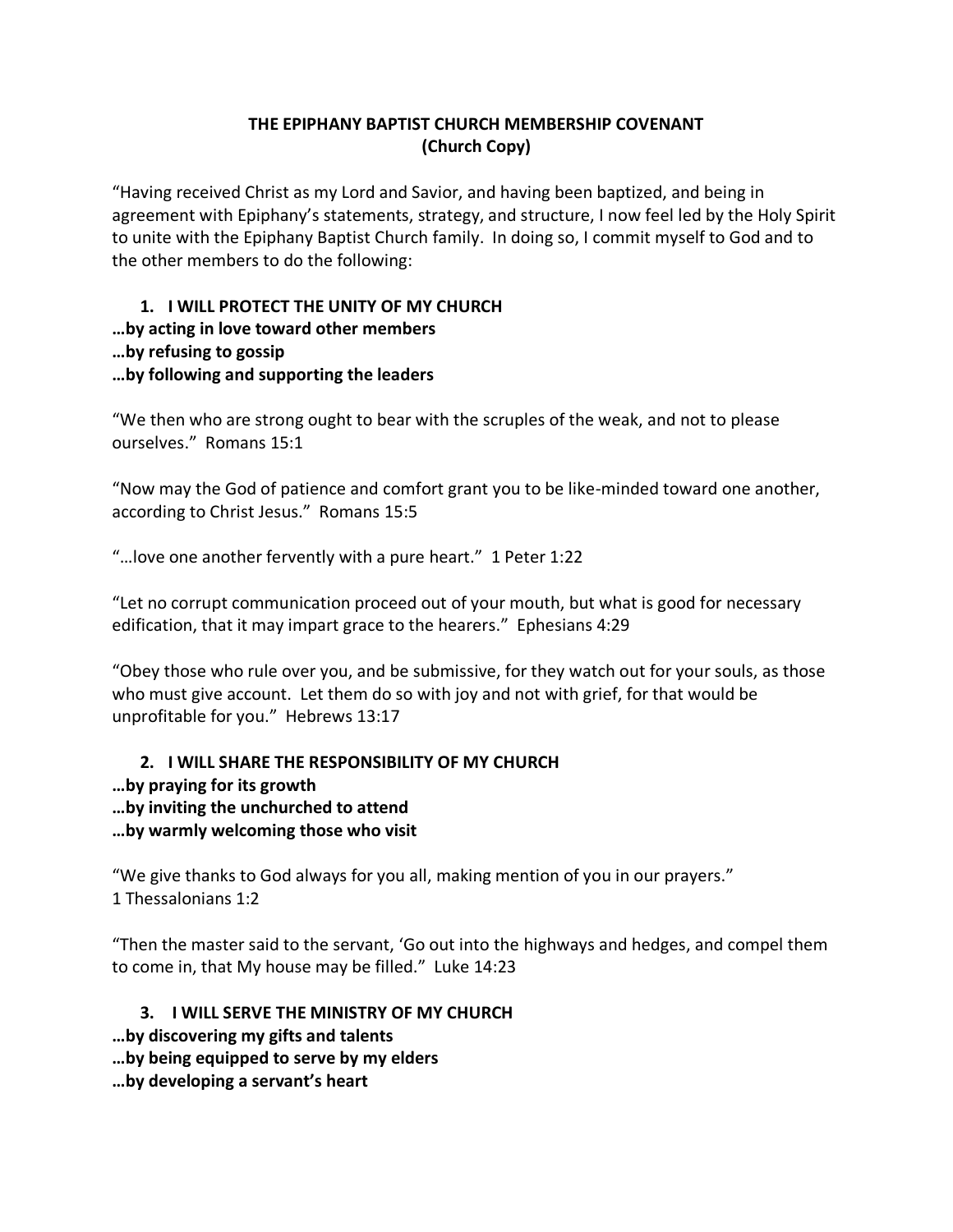**THE EPIPHANY BAPTIST CHURCH MEMBERSHIP COVENANT**
**(Church Copy)**

"Having received Christ as my Lord and Savior, and having been baptized, and being in agreement with Epiphany's statements, strategy, and structure, I now feel led by the Holy Spirit to unite with the Epiphany Baptist Church family. In doing so, I commit myself to God and to the other members to do the following:

1. **I WILL PROTECT THE UNITY OF MY CHURCH**

**…by acting in love toward other members**
**…by refusing to gossip**
**…by following and supporting the leaders**

"We then who are strong ought to bear with the scruples of the weak, and not to please ourselves." Romans 15:1

"Now may the God of patience and comfort grant you to be like-minded toward one another, according to Christ Jesus." Romans 15:5

"…love one another fervently with a pure heart." 1 Peter 1:22

"Let no corrupt communication proceed out of your mouth, but what is good for necessary edification, that it may impart grace to the hearers." Ephesians 4:29

"Obey those who rule over you, and be submissive, for they watch out for your souls, as those who must give account. Let them do so with joy and not with grief, for that would be unprofitable for you." Hebrews 13:17

2. **I WILL SHARE THE RESPONSIBILITY OF MY CHURCH**

**…by praying for its growth**
**…by inviting the unchurched to attend**
**…by warmly welcoming those who visit**

"We give thanks to God always for you all, making mention of you in our prayers."
1 Thessalonians 1:2

"Then the master said to the servant, 'Go out into the highways and hedges, and compel them to come in, that My house may be filled." Luke 14:23

3. **I WILL SERVE THE MINISTRY OF MY CHURCH**

**…by discovering my gifts and talents**
**…by being equipped to serve by my elders**
**…by developing a servant's heart**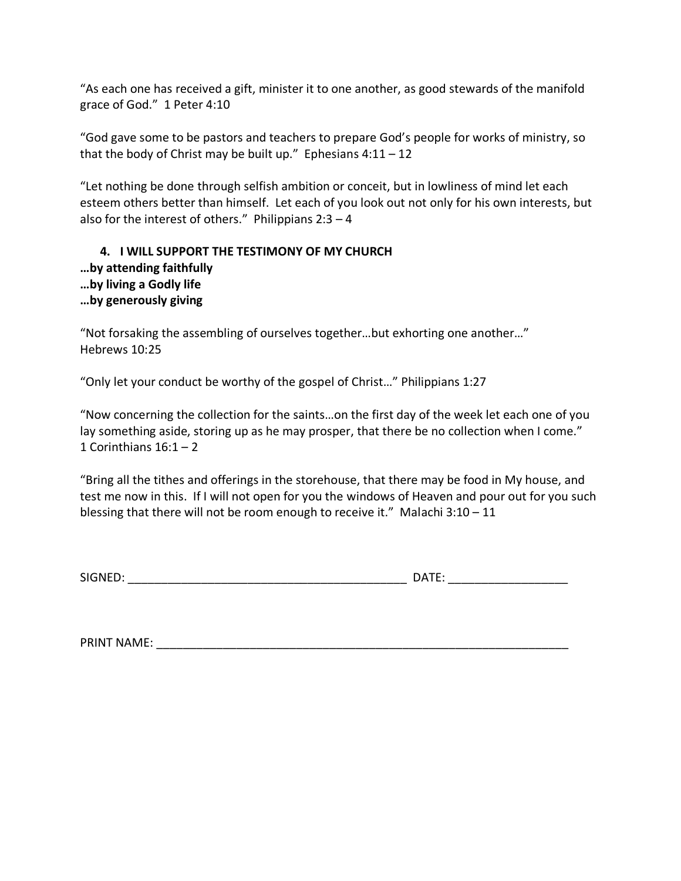"As each one has received a gift, minister it to one another, as good stewards of the manifold grace of God." 1 Peter 4:10

"God gave some to be pastors and teachers to prepare God's people for works of ministry, so that the body of Christ may be built up." Ephesians 4:11 – 12

"Let nothing be done through selfish ambition or conceit, but in lowliness of mind let each esteem others better than himself. Let each of you look out not only for his own interests, but also for the interest of others." Philippians 2:3 – 4

4. **I WILL SUPPORT THE TESTIMONY OF MY CHURCH**

**…by attending faithfully**
**…by living a Godly life**
**…by generously giving**

"Not forsaking the assembling of ourselves together…but exhorting one another…"
Hebrews 10:25

"Only let your conduct be worthy of the gospel of Christ…" Philippians 1:27

"Now concerning the collection for the saints…on the first day of the week let each one of you lay something aside, storing up as he may prosper, that there be no collection when I come."
1 Corinthians 16:1 – 2

"Bring all the tithes and offerings in the storehouse, that there may be food in My house, and test me now in this. If I will not open for you the windows of Heaven and pour out for you such blessing that there will not be room enough to receive it." Malachi 3:10 – 11

SIGNED: ___________________________________________ DATE: __________________

PRINT NAME: ___________________________________________________________